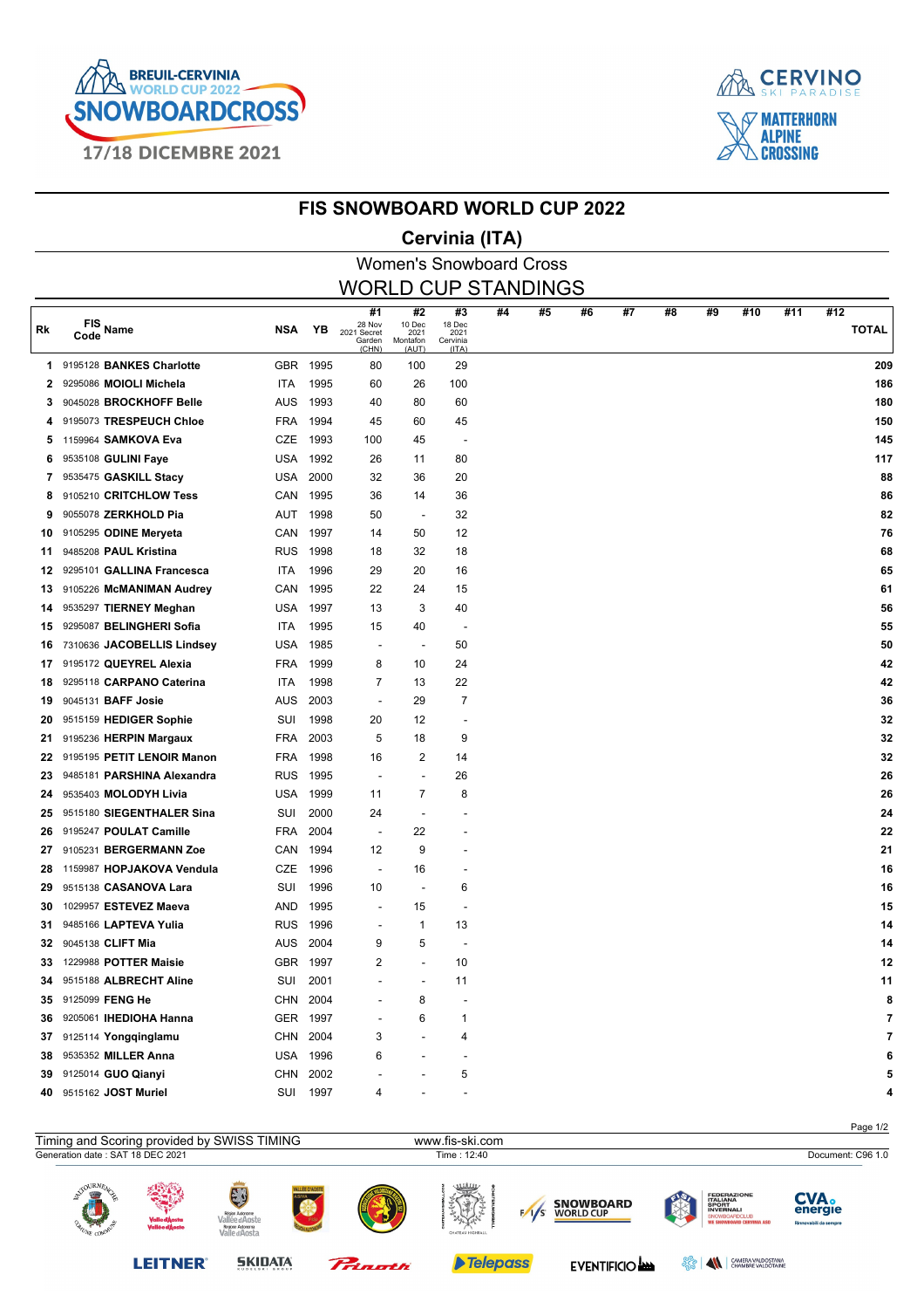BREUIL-CERVINIA WORLD CUP 2022 SNOWBOARDCROSS

17/18 DICEMBRE 2021

CERVINO SKI PARADISE

MATTERHORN ALPINE CROSSING

# FIS SNOWBOARD WORLD CUP 2022

## Cervinia (ITA)

### Women's Snowboard Cross

## WORLD CUP STANDINGS

| Rk | FIS Code | Name | NSA | YB | #1 28 Nov 2021 Secret Garden (CHN) | #2 10 Dec 2021 Montafon (AUT) | #3 18 Dec 2021 Cervinia (ITA) | #4 | #5 | #6 | #7 | #8 | #9 | #10 | #11 | #12 | TOTAL |
|---|---|---|---|---|---|---|---|---|---|---|---|---|---|---|---|---|---|
| 1 | 9195128 | BANKES Charlotte | GBR | 1995 | 80 | 100 | 29 | | | | | | | | | | 209 |
| 2 | 9295086 | MOIOLI Michela | ITA | 1995 | 60 | 26 | 100 | | | | | | | | | | 186 |
| 3 | 9045028 | BROCKHOFF Belle | AUS | 1993 | 40 | 80 | 60 | | | | | | | | | | 180 |
| 4 | 9195073 | TRESPEUCH Chloe | FRA | 1994 | 45 | 60 | 45 | | | | | | | | | | 150 |
| 5 | 1159964 | SAMKOVA Eva | CZE | 1993 | 100 | 45 | - | | | | | | | | | | 145 |
| 6 | 9535108 | GULINI Faye | USA | 1992 | 26 | 11 | 80 | | | | | | | | | | 117 |
| 7 | 9535475 | GASKILL Stacy | USA | 2000 | 32 | 36 | 20 | | | | | | | | | | 88 |
| 8 | 9105210 | CRITCHLOW Tess | CAN | 1995 | 36 | 14 | 36 | | | | | | | | | | 86 |
| 9 | 9055078 | ZERKHOLD Pia | AUT | 1998 | 50 | - | 32 | | | | | | | | | | 82 |
| 10 | 9105295 | ODINE Meryeta | CAN | 1997 | 14 | 50 | 12 | | | | | | | | | | 76 |
| 11 | 9485208 | PAUL Kristina | RUS | 1998 | 18 | 32 | 18 | | | | | | | | | | 68 |
| 12 | 9295101 | GALLINA Francesca | ITA | 1996 | 29 | 20 | 16 | | | | | | | | | | 65 |
| 13 | 9105226 | McMANIMAN Audrey | CAN | 1995 | 22 | 24 | 15 | | | | | | | | | | 61 |
| 14 | 9535297 | TIERNEY Meghan | USA | 1997 | 13 | 3 | 40 | | | | | | | | | | 56 |
| 15 | 9295087 | BELINGHERI Sofia | ITA | 1995 | 15 | 40 | - | | | | | | | | | | 55 |
| 16 | 7310636 | JACOBELLIS Lindsey | USA | 1985 | - | - | 50 | | | | | | | | | | 50 |
| 17 | 9195172 | QUEYREL Alexia | FRA | 1999 | 8 | 10 | 24 | | | | | | | | | | 42 |
| 18 | 9295118 | CARPANO Caterina | ITA | 1998 | 7 | 13 | 22 | | | | | | | | | | 42 |
| 19 | 9045131 | BAFF Josie | AUS | 2003 | - | 29 | 7 | | | | | | | | | | 36 |
| 20 | 9515159 | HEDIGER Sophie | SUI | 1998 | 20 | 12 | - | | | | | | | | | | 32 |
| 21 | 9195236 | HERPIN Margaux | FRA | 2003 | 5 | 18 | 9 | | | | | | | | | | 32 |
| 22 | 9195195 | PETIT LENOIR Manon | FRA | 1998 | 16 | 2 | 14 | | | | | | | | | | 32 |
| 23 | 9485181 | PARSHINA Alexandra | RUS | 1995 | - | - | 26 | | | | | | | | | | 26 |
| 24 | 9535403 | MOLODYH Livia | USA | 1999 | 11 | 7 | 8 | | | | | | | | | | 26 |
| 25 | 9515180 | SIEGENTHALER Sina | SUI | 2000 | 24 | - | - | | | | | | | | | | 24 |
| 26 | 9195247 | POULAT Camille | FRA | 2004 | - | 22 | - | | | | | | | | | | 22 |
| 27 | 9105231 | BERGERMANN Zoe | CAN | 1994 | 12 | 9 | - | | | | | | | | | | 21 |
| 28 | 1159987 | HOPJAKOVA Vendula | CZE | 1996 | - | 16 | - | | | | | | | | | | 16 |
| 29 | 9515138 | CASANOVA Lara | SUI | 1996 | 10 | - | 6 | | | | | | | | | | 16 |
| 30 | 1029957 | ESTEVEZ Maeva | AND | 1995 | - | 15 | - | | | | | | | | | | 15 |
| 31 | 9485166 | LAPTEVA Yulia | RUS | 1996 | - | 1 | 13 | | | | | | | | | | 14 |
| 32 | 9045138 | CLIFT Mia | AUS | 2004 | 9 | 5 | - | | | | | | | | | | 14 |
| 33 | 1229988 | POTTER Maisie | GBR | 1997 | 2 | - | 10 | | | | | | | | | | 12 |
| 34 | 9515188 | ALBRECHT Aline | SUI | 2001 | - | - | 11 | | | | | | | | | | 11 |
| 35 | 9125099 | FENG He | CHN | 2004 | - | 8 | - | | | | | | | | | | 8 |
| 36 | 9205061 | IHEDIOHA Hanna | GER | 1997 | - | 6 | 1 | | | | | | | | | | 7 |
| 37 | 9125114 | Yongqinglamu | CHN | 2004 | 3 | - | 4 | | | | | | | | | | 7 |
| 38 | 9535352 | MILLER Anna | USA | 1996 | 6 | - | - | | | | | | | | | | 6 |
| 39 | 9125014 | GUO Qianyi | CHN | 2002 | - | - | 5 | | | | | | | | | | 5 |
| 40 | 9515162 | JOST Muriel | SUI | 1997 | 4 | - | - | | | | | | | | | | 4 |

Timing and Scoring provided by SWISS TIMING | www.fis-ski.com

Generation date : SAT 18 DEC 2021 | Time : 12:40 | Document: C96 1.0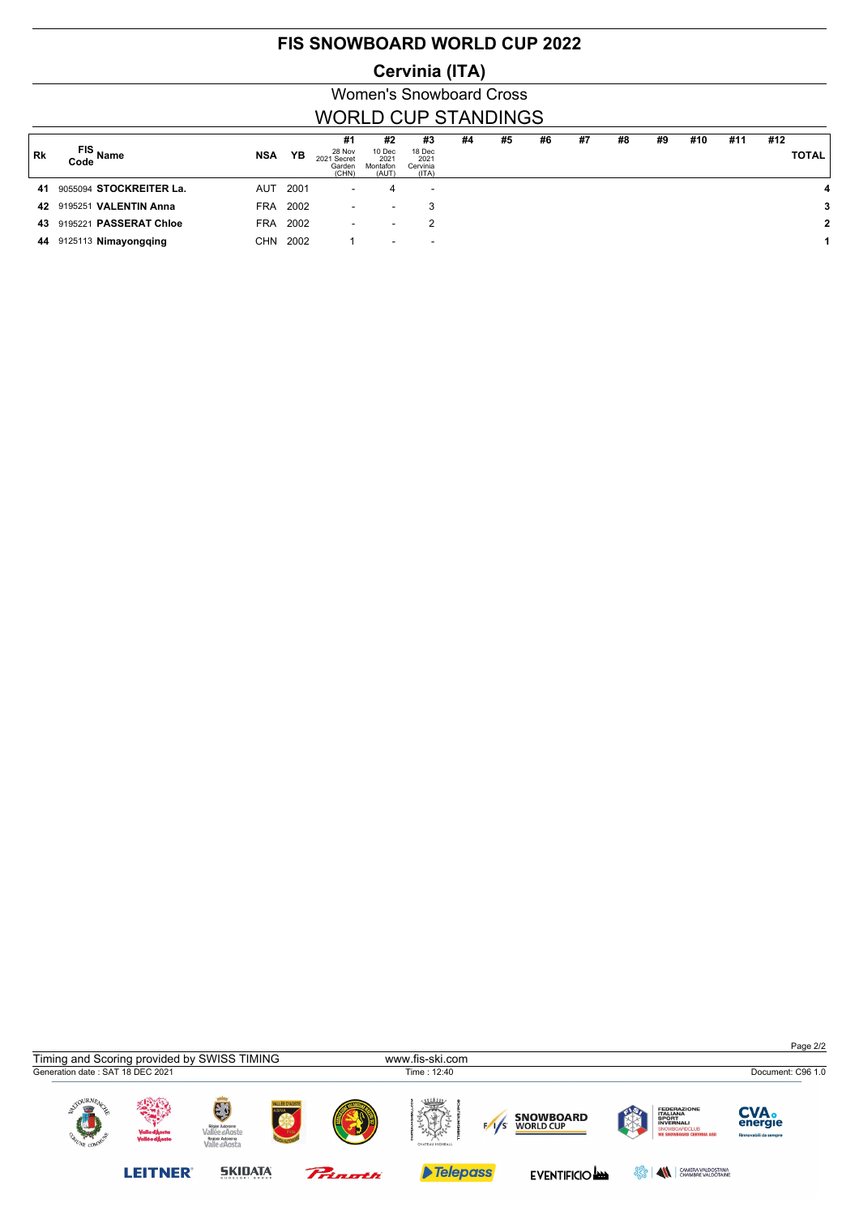# FIS SNOWBOARD WORLD CUP 2022

## Cervinia (ITA)

### Women's Snowboard Cross

### WORLD CUP STANDINGS

| Rk | FIS Code | Name | NSA | YB | #1 28 Nov 2021 Secret Garden (CHN) | #2 10 Dec 2021 Montafon (AUT) | #3 18 Dec 2021 Cervinia (ITA) | #4 | #5 | #6 | #7 | #8 | #9 | #10 | #11 | #12 | TOTAL |
|---|---|---|---|---|---|---|---|---|---|---|---|---|---|---|---|---|---|
| 41 | 9055094 | **STOCKREITER La.** | AUT | 2001 | - | 4 | - | | | | | | | | | | **4** |
| 42 | 9195251 | **VALENTIN Anna** | FRA | 2002 | - | - | 3 | | | | | | | | | | **3** |
| 43 | 9195221 | **PASSERAT Chloe** | FRA | 2002 | - | - | 2 | | | | | | | | | | **2** |
| 44 | 9125113 | **Nimayongqing** | CHN | 2002 | 1 | - | - | | | | | | | | | | **1** |

Timing and Scoring provided by SWISS TIMING

www.fis-ski.com

Generation date : SAT 18 DEC 2021

Time : 12:40

Document: C96 1.0